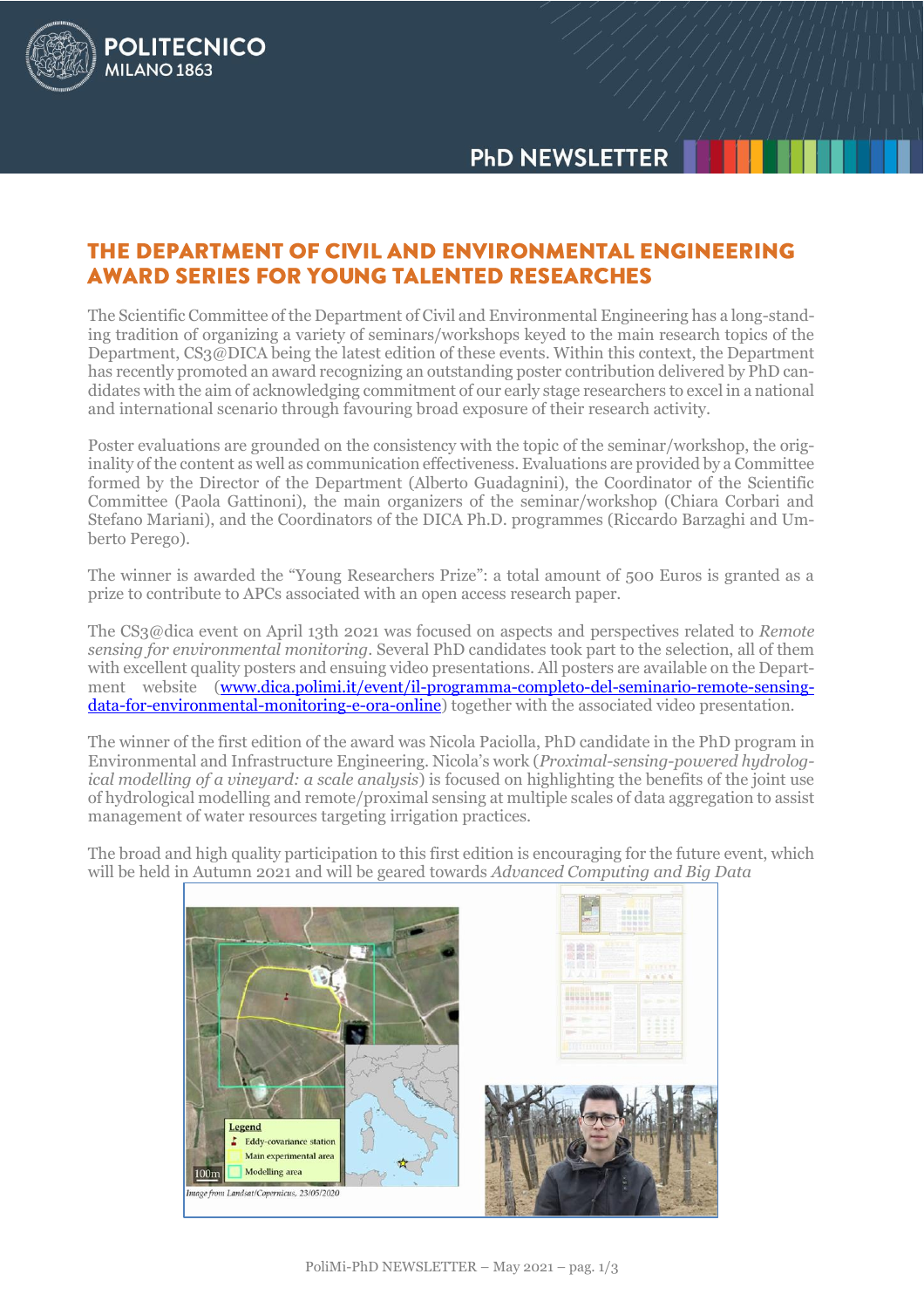# THE DEPARTMENT OF CIVIL AND ENVIRONMENTAL ENGINEERING AWARD SERIES FOR YOUNG TALENTED RESEARCHES

The Scientific Committee of the Department of Civil and Environmental Engineering has a long-standing tradition of organizing a variety of seminars/workshops keyed to the main research topics of the Department, CS3@DICA being the latest edition of these events. Within this context, the Department has recently promoted an award recognizing an outstanding poster contribution delivered by PhD candidates with the aim of acknowledging commitment of our early stage researchers to excel in a national and international scenario through favouring broad exposure of their research activity.

Poster evaluations are grounded on the consistency with the topic of the seminar/workshop, the originality of the content as well as communication effectiveness. Evaluations are provided by a Committee formed by the Director of the Department (Alberto Guadagnini), the Coordinator of the Scientific Committee (Paola Gattinoni), the main organizers of the seminar/workshop (Chiara Corbari and Stefano Mariani), and the Coordinators of the DICA Ph.D. programmes (Riccardo Barzaghi and Umberto Perego).

The winner is awarded the "Young Researchers Prize": a total amount of 500 Euros is granted as a prize to contribute to APCs associated with an open access research paper.

The CS3@dica event on April 13th 2021 was focused on aspects and perspectives related to *Remote sensing for environmental monitoring*. Several PhD candidates took part to the selection, all of them with excellent quality posters and ensuing video presentations. All posters are available on the Department website ([www.dica.polimi.it/event/il-programma-completo-del-seminario-remote-sensing-data-for-environmental-monitoring-e-ora-online](http://www.dica.polimi.it/event/il-programma-completo-del-seminario-remote-sensing-data-for-environmental-monitoring-e-ora-online)) together with the associated video presentation.

The winner of the first edition of the award was Nicola Paciolla, PhD candidate in the PhD program in Environmental and Infrastructure Engineering. Nicola's work (*Proximal-sensing-powered hydrological modelling of a vineyard: a scale analysis*) is focused on highlighting the benefits of the joint use of hydrological modelling and remote/proximal sensing at multiple scales of data aggregation to assist management of water resources targeting irrigation practices.

The broad and high quality participation to this first edition is encouraging for the future event, which will be held in Autumn 2021 and will be geared towards *Advanced Computing and Big Data*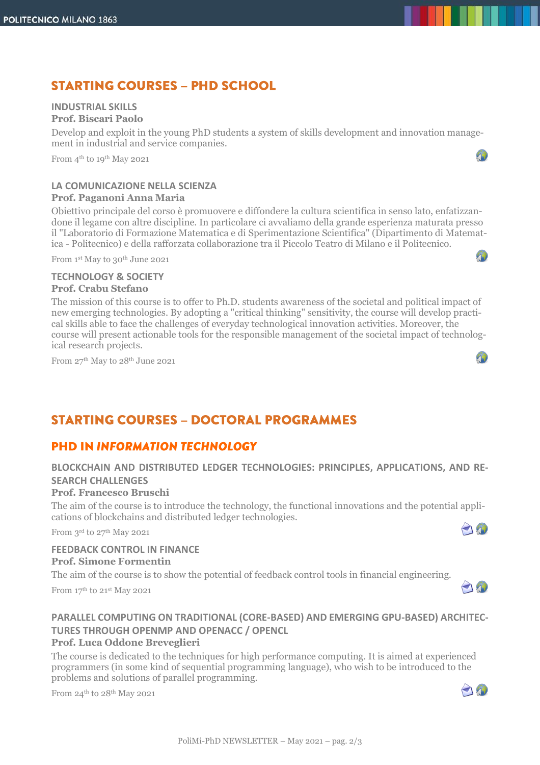## STARTING COURSES – PHD SCHOOL

### INDUSTRIAL SKILLS

**Prof. Biscari Paolo**

Develop and exploit in the young PhD students a system of skills development and innovation management in industrial and service companies.

From 4th to 19th May 2021

### LA COMUNICAZIONE NELLA SCIENZA

**Prof. Paganoni Anna Maria**

Obiettivo principale del corso è promuovere e diffondere la cultura scientifica in senso lato, enfatizzandone il legame con altre discipline. In particolare ci avvaliamo della grande esperienza maturata presso il "Laboratorio di Formazione Matematica e di Sperimentazione Scientifica" (Dipartimento di Matematica - Politecnico) e della rafforzata collaborazione tra il Piccolo Teatro di Milano e il Politecnico.

From 1st May to 30th June 2021

### TECHNOLOGY & SOCIETY

**Prof. Crabu Stefano**

The mission of this course is to offer to Ph.D. students awareness of the societal and political impact of new emerging technologies. By adopting a "critical thinking" sensitivity, the course will develop practical skills able to face the challenges of everyday technological innovation activities. Moreover, the course will present actionable tools for the responsible management of the societal impact of technological research projects.

From 27th May to 28th June 2021

## STARTING COURSES – DOCTORAL PROGRAMMES

## PHD IN *INFORMATION TECHNOLOGY*

### BLOCKCHAIN AND DISTRIBUTED LEDGER TECHNOLOGIES: PRINCIPLES, APPLICATIONS, AND RESEARCH CHALLENGES

**Prof. Francesco Bruschi**

The aim of the course is to introduce the technology, the functional innovations and the potential applications of blockchains and distributed ledger technologies.

From 3rd to 27th May 2021

### FEEDBACK CONTROL IN FINANCE

**Prof. Simone Formentin**

The aim of the course is to show the potential of feedback control tools in financial engineering.

From 17th to 21st May 2021

### PARALLEL COMPUTING ON TRADITIONAL (CORE-BASED) AND EMERGING GPU-BASED) ARCHITECTURES THROUGH OPENMP AND OPENACC / OPENCL

**Prof. Luca Oddone Breveglieri**

The course is dedicated to the techniques for high performance computing. It is aimed at experienced programmers (in some kind of sequential programming language), who wish to be introduced to the problems and solutions of parallel programming.

From 24th to 28th May 2021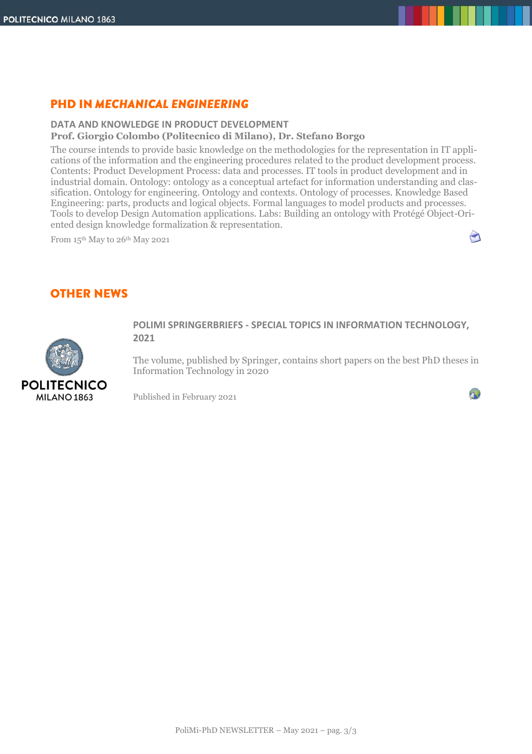## PHD IN *MECHANICAL ENGINEERING*

### DATA AND KNOWLEDGE IN PRODUCT DEVELOPMENT

**Prof. Giorgio Colombo (Politecnico di Milano), Dr. Stefano Borgo**

The course intends to provide basic knowledge on the methodologies for the representation in IT applications of the information and the engineering procedures related to the product development process. Contents: Product Development Process: data and processes. IT tools in product development and in industrial domain. Ontology: ontology as a conceptual artefact for information understanding and classification. Ontology for engineering. Ontology and contexts. Ontology of processes. Knowledge Based Engineering: parts, products and logical objects. Formal languages to model products and processes. Tools to develop Design Automation applications. Labs: Building an ontology with Protégé Object-Oriented design knowledge formalization & representation.

From 15th May to 26th May 2021

## OTHER NEWS

### POLIMI SPRINGERBRIEFS - SPECIAL TOPICS IN INFORMATION TECHNOLOGY, 2021

The volume, published by Springer, contains short papers on the best PhD theses in Information Technology in 2020

Published in February 2021